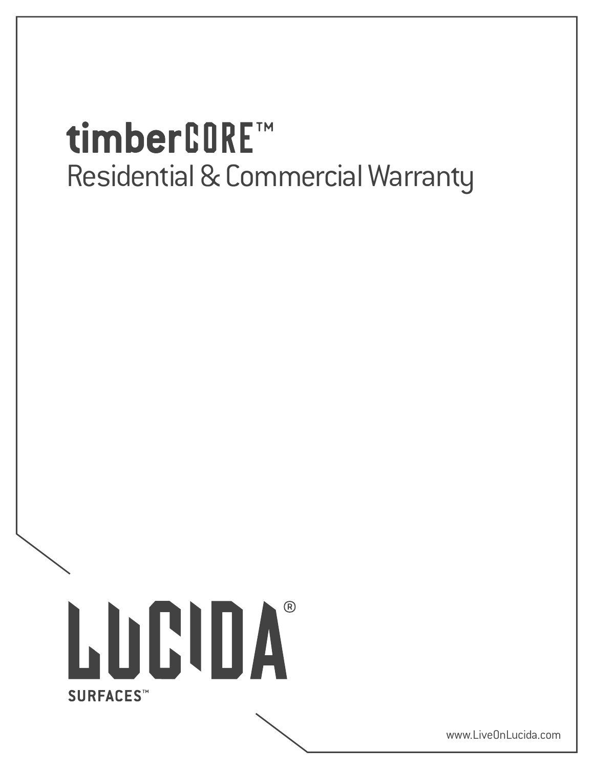# timberCORE™

## Residential & Commercial Warranty

LUCIDA®

SURFACES™

www.LiveOnLucida.com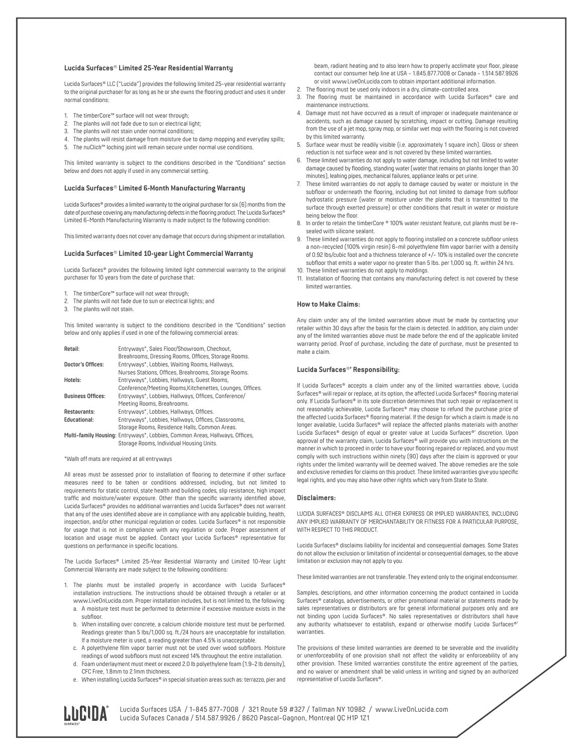### Lucida Surfaces® Limited 25-Year Residential Warranty

Lucida Surfaces® LLC ("Lucida") provides the following limited 25-year residential warranty to the original purchaser for as long as he or she owns the flooring product and uses it under normal conditions:

1. The timberCore™ surface will not wear through;
2. The planks will not fade due to sun or electrical light;
3. The planks will not stain under normal conditions;
4. The planks will resist damage from moisture due to damp mopping and everyday spills;
5. The nuClick™ locking joint will remain secure under normal use conditions.

This limited warranty is subject to the conditions described in the "Conditions" section below and does not apply if used in any commercial setting.

### Lucida Surfaces® Limited 6-Month Manufacturing Warranty

Lucida Surfaces® provides a limited warranty to the original purchaser for six (6) months from the date of purchase covering any manufacturing defects in the flooring product. The Lucida Surfaces® Limited 6-Month Manufacturing Warranty is made subject to the following condition:

This limited warranty does not cover any damage that occurs during shipment or installation.

### Lucida Surfaces® Limited 10-year Light Commercial Warranty

Lucida Surfaces® provides the following limited light commercial warranty to the original purchaser for 10 years from the date of purchase that:

1. The timberCore™ surface will not wear through;
2. The planks will not fade due to sun or electrical lights; and
3. The planks will not stain.

This limited warranty is subject to the conditions described in the "Conditions" section below and only applies if used in one of the following commercial areas:

| | |
|---|---|
| **Retail:** | Entryways*, Sales Floor/Showroom, Checkout, Breakrooms, Dressing Rooms, Offices, Storage Rooms. |
| **Doctor's Offices:** | Entryways*, Lobbies, Waiting Rooms, Hallways, Nurses Stations, Offices, Breakrooms, Storage Rooms. |
| **Hotels:** | Entryways*, Lobbies, Hallways, Guest Rooms, Conference/Meeting Rooms,Kitchenettes, Lounges, Offices. |
| **Business Offices:** | Entryways*, Lobbies, Hallways, Offices, Conference/ Meeting Rooms, Breakrooms. |
| **Restaurants:** | Entryways*, Lobbies, Hallways, Offices. |
| **Educational:** | Entryways*, Lobbies, Hallways, Offices, Classrooms, Storage Rooms, Residence Halls, Common Areas. |
| **Multi-family Housing:** | Entryways*, Lobbies, Common Areas, Hallways, Offices, Storage Rooms, Individual Housing Units. |

*Walk off mats are required at all entryways

All areas must be assessed prior to installation of flooring to determine if other surface measures need to be taken or conditions addressed, including, but not limited to requirements for static control, state health and building codes, slip resistance, high impact traffic and moisture/water exposure. Other than the specific warranty identified above, Lucida Surfaces® provides no additional warranties and Lucida Surfaces® does not warrant that any of the uses identified above are in compliance with any applicable building, health, inspection, and/or other municipal regulation or codes. Lucida Surfaces® is not responsible for usage that is not in compliance with any regulation or code. Proper assessment of location and usage must be applied. Contact your Lucida Surfaces® representative for questions on performance in specific locations.

The Lucida Surfaces® Limited 25-Year Residential Warranty and Limited 10-Year Light Commercial Warranty are made subject to the following conditions:

1. The planks must be installed properly in accordance with Lucida Surfaces® installation instructions. The instructions should be obtained through a retailer or at www.LiveOnLucida.com. Proper installation includes, but is not limited to, the following:
   a. A moisture test must be performed to determine if excessive moisture exists in the subfloor.
   b. When installing over concrete, a calcium chloride moisture test must be performed. Readings greater than 5 lbs/1,000 sq. ft./24 hours are unacceptable for installation. If a moisture meter is used, a reading greater than 4.5% is unacceptable.
   c. A polyethylene film vapor barrier must not be used over wood subfloors. Moisture readings of wood subfloors must not exceed 14% throughout the entire installation.
   d. Foam underlayment must meet or exceed 2.0 lb polyethylene foam (1.9-2 lb density), CFC Free, 1.8mm to 2.1mm thickness.
   e. When installing Lucida Surfaces® in special situation areas such as: terrazzo, pier and beam, radiant heating and to also learn how to properly acclimate your floor, please contact our consumer help line at USA - 1.845.877.7008 or Canada - 1.514.587.9926 or visit www.LiveOnLucida.com to obtain important additional information.
2. The flooring must be used only indoors in a dry, climate-controlled area.
3. The flooring must be maintained in accordance with Lucida Surfaces® care and maintenance instructions.
4. Damage must not have occurred as a result of improper or inadequate maintenance or accidents, such as damage caused by scratching, impact or cutting. Damage resulting from the use of a jet mop, spray mop, or similar wet mop with the flooring is not covered by this limited warranty.
5. Surface wear must be readily visible (i.e. approximately 1 square inch). Gloss or sheen reduction is not surface wear and is not covered by these limited warranties.
6. These limited warranties do not apply to water damage, including but not limited to water damage caused by flooding, standing water (water that remains on planks longer than 30 minutes), leaking pipes, mechanical failures, appliance leaks or pet urine.
7. These limited warranties do not apply to damage caused by water or moisture in the subfloor or underneath the flooring, including but not limited to damage from subfloor hydrostatic pressure (water or moisture under the planks that is transmitted to the surface through exerted pressure) or other conditions that result in water or moisture being below the floor.
8. In order to retain the timberCore ® 100% water resistant feature, cut planks must be re-sealed with silicone sealant.
9. These limited warranties do not apply to flooring installed on a concrete subfloor unless a non-recycled (100% virgin resin) 6-mil polyethylene film vapor barrier with a density of 0.92 lbs/cubic foot and a thickness tolerance of +/- 10% is installed over the concrete subfloor that emits a water vapor no greater than 5 lbs. per 1,000 sq. ft. within 24 hrs.
10. These limited warranties do not apply to moldings.
11. Installation of flooring that contains any manufacturing defect is not covered by these limited warranties.

### How to Make Claims:

Any claim under any of the limited warranties above must be made by contacting your retailer within 30 days after the basis for the claim is detected. In addition, any claim under any of the limited warranties above must be made before the end of the applicable limited warranty period. Proof of purchase, including the date of purchase, must be presented to make a claim.

### Lucida Surfaces®' Responsibility:

If Lucida Surfaces® accepts a claim under any of the limited warranties above, Lucida Surfaces® will repair or replace, at its option, the affected Lucida Surfaces® flooring material only. If Lucida Surfaces® in its sole discretion determines that such repair or replacement is not reasonably achievable, Lucida Surfaces® may choose to refund the purchase price of the affected Lucida Surfaces® flooring material. If the design for which a claim is made is no longer available, Lucida Surfaces® will replace the affected planks materials with another Lucida Surfaces® design of equal or greater value at Lucida Surfaces®' discretion. Upon approval of the warranty claim, Lucida Surfaces® will provide you with instructions on the manner in which to proceed in order to have your flooring repaired or replaced, and you must comply with such instructions within ninety (90) days after the claim is approved or your rights under the limited warranty will be deemed waived. The above remedies are the sole and exclusive remedies for claims on this product. These limited warranties give you specific legal rights, and you may also have other rights which vary from State to State.

### Disclaimers:

LUCIDA SURFACES® DISCLAIMS ALL OTHER EXPRESS OR IMPLIED WARRANTIES, INCLUDING ANY IMPLIED WARRANTY OF MERCHANTABILITY OR FITNESS FOR A PARTICULAR PURPOSE, WITH RESPECT TO THIS PRODUCT.

Lucida Surfaces® disclaims liability for incidental and consequential damages. Some States do not allow the exclusion or limitation of incidental or consequential damages, so the above limitation or exclusion may not apply to you.

These limited warranties are not transferable. They extend only to the original endconsumer.

Samples, descriptions, and other information concerning the product contained in Lucida Surfaces® catalogs, advertisements, or other promotional material or statements made by sales representatives or distributors are for general informational purposes only and are not binding upon Lucida Surfaces®. No sales representatives or distributors shall have any authority whatsoever to establish, expand or otherwise modify Lucida Surfaces®' warranties.

The provisions of these limited warranties are deemed to be severable and the invalidity or unenforceability of one provision shall not affect the validity or enforceability of any other provision. These limited warranties constitute the entire agreement of the parties, and no waiver or amendment shall be valid unless in writing and signed by an authorized representative of Lucida Surfaces®.

LUCIDA® SURFACES™

Lucida Surfaces USA / 1-845 877-7008 / 321 Route 59 #327 / Tallman NY 10982 / www.LiveOnLucida.com
Lucida Sufaces Canada / 514.587.9926 / 8620 Pascal-Gagnon, Montreal QC H1P 1Z1